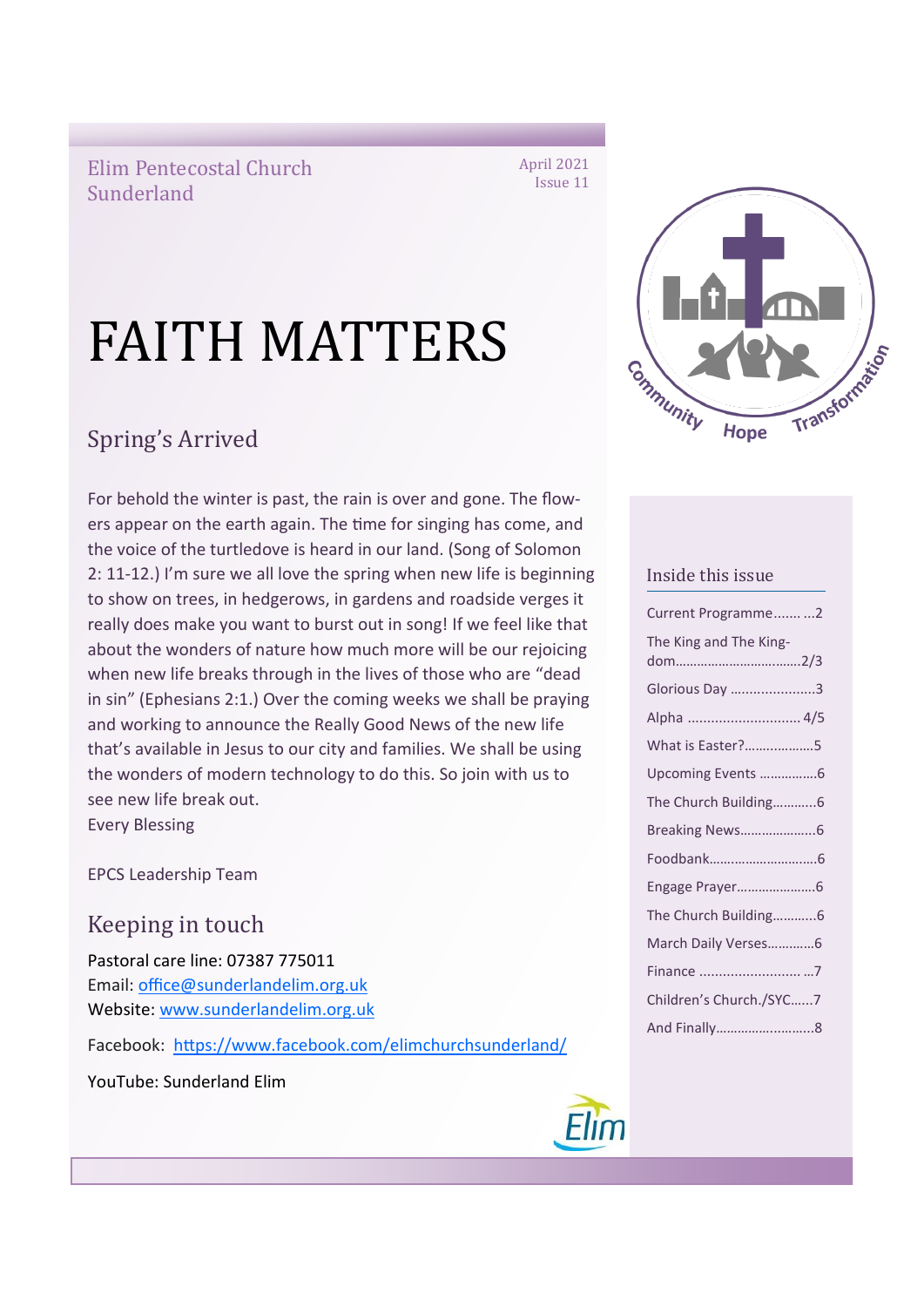Elim Pentecostal Church Sunderland

April 2021
Issue 11

# FAITH MATTERS

## Spring's Arrived

For behold the winter is past, the rain is over and gone. The flowers appear on the earth again. The time for singing has come, and the voice of the turtledove is heard in our land. (Song of Solomon 2: 11-12.) I'm sure we all love the spring when new life is beginning to show on trees, in hedgerows, in gardens and roadside verges it really does make you want to burst out in song! If we feel like that about the wonders of nature how much more will be our rejoicing when new life breaks through in the lives of those who are "dead in sin" (Ephesians 2:1.) Over the coming weeks we shall be praying and working to announce the Really Good News of the new life that's available in Jesus to our city and families. We shall be using the wonders of modern technology to do this. So join with us to see new life break out.
Every Blessing

EPCS Leadership Team

## Keeping in touch

Pastoral care line: 07387 775011
Email: office@sunderlandelim.org.uk
Website: www.sunderlandelim.org.uk

Facebook: https://www.facebook.com/elimchurchsunderland/

YouTube: Sunderland Elim

Community Hope Transformation

### Inside this issue

- Current Programme....... ...2
- The King and The Kingdom.................................2/3
- Glorious Day .....................3
- Alpha ............................ 4/5
- What is Easter?...................5
- Upcoming Events ................6
- The Church Building............6
- Breaking News.....................6
- Foodbank.............................6
- Engage Prayer......................6
- The Church Building............6
- March Daily Verses.............6
- Finance .......................... ...7
- Children's Church./SYC......7
- And Finally...........................8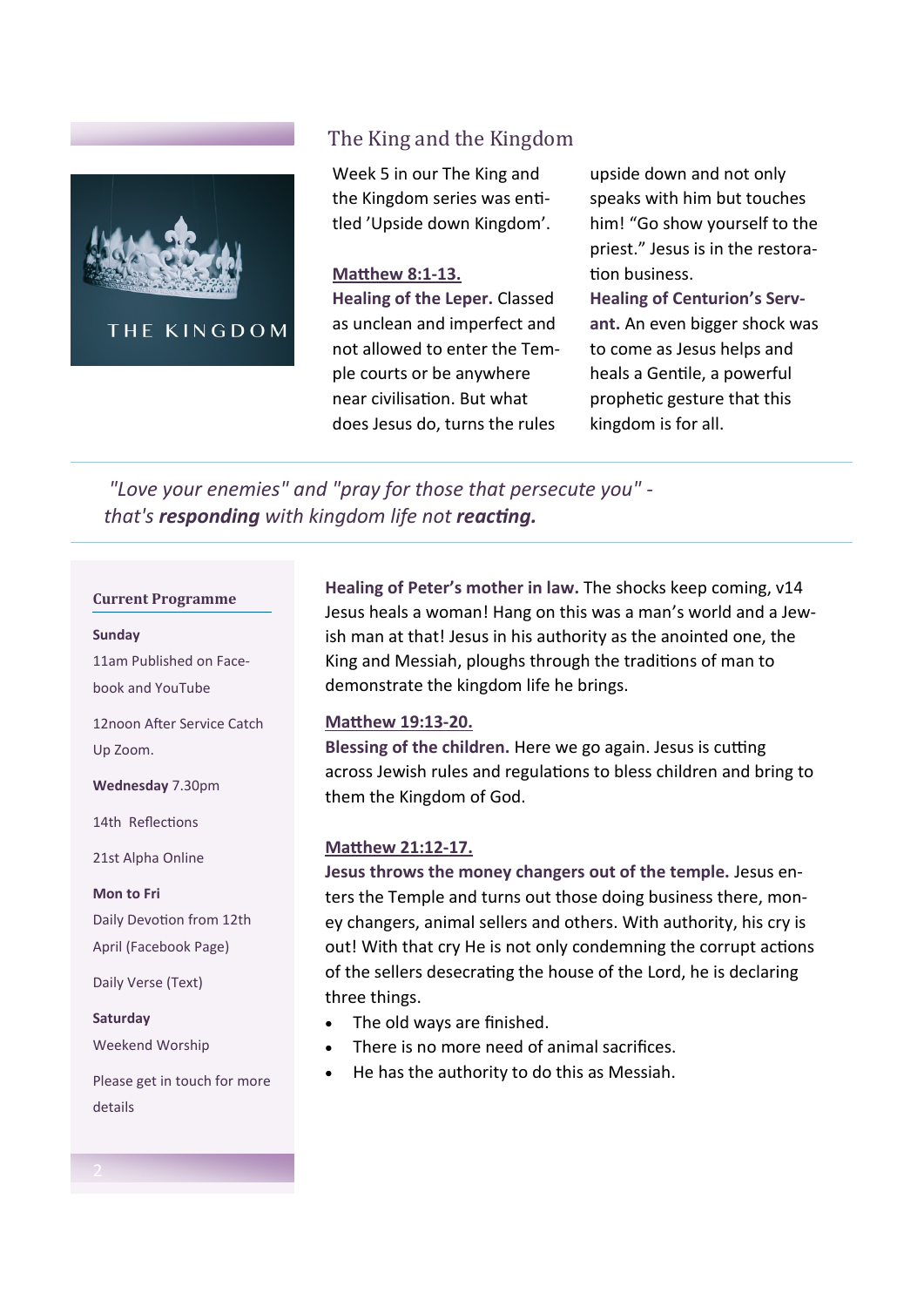## The King and the Kingdom

Week 5 in our The King and the Kingdom series was entitled 'Upside down Kingdom'.

**Matthew 8:1-13.**

**Healing of the Leper.** Classed as unclean and imperfect and not allowed to enter the Temple courts or be anywhere near civilisation. But what does Jesus do, turns the rules upside down and not only speaks with him but touches him! "Go show yourself to the priest." Jesus is in the restoration business.

**Healing of Centurion's Servant.** An even bigger shock was to come as Jesus helps and heals a Gentile, a powerful prophetic gesture that this kingdom is for all.

*"Love your enemies" and "pray for those that persecute you" - that's **responding** with kingdom life not **reacting.***

**Healing of Peter's mother in law.** The shocks keep coming, v14 Jesus heals a woman! Hang on this was a man's world and a Jewish man at that! Jesus in his authority as the anointed one, the King and Messiah, ploughs through the traditions of man to demonstrate the kingdom life he brings.

**Matthew 19:13-20.**

**Blessing of the children.** Here we go again. Jesus is cutting across Jewish rules and regulations to bless children and bring to them the Kingdom of God.

**Matthew 21:12-17.**

**Jesus throws the money changers out of the temple.** Jesus enters the Temple and turns out those doing business there, money changers, animal sellers and others. With authority, his cry is out! With that cry He is not only condemning the corrupt actions of the sellers desecrating the house of the Lord, he is declaring three things.

- The old ways are finished.
- There is no more need of animal sacrifices.
- He has the authority to do this as Messiah.

### Current Programme

**Sunday**

11am Published on Facebook and YouTube

12noon After Service Catch Up Zoom.

**Wednesday** 7.30pm

14th Reflections

21st Alpha Online

**Mon to Fri**

Daily Devotion from 12th April (Facebook Page)

Daily Verse (Text)

**Saturday**

Weekend Worship

Please get in touch for more details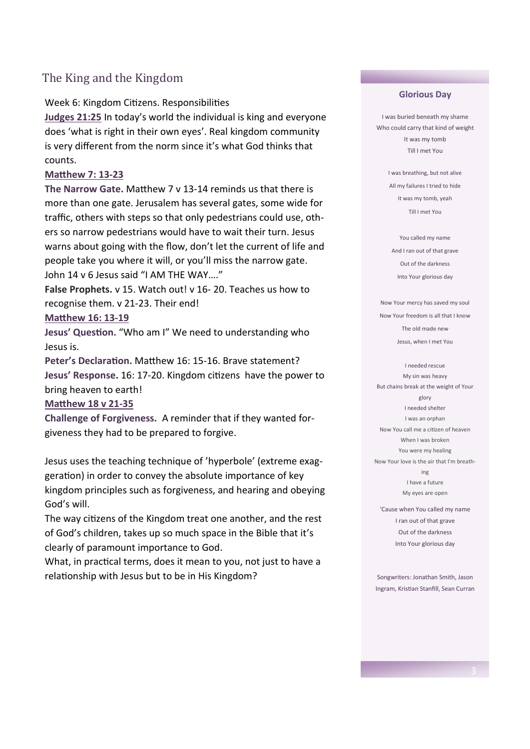## The King and the Kingdom

Week 6: Kingdom Citizens. Responsibilities

**Judges 21:25** In today's world the individual is king and everyone does 'what is right in their own eyes'. Real kingdom community is very different from the norm since it's what God thinks that counts.

**Matthew 7: 13-23**

**The Narrow Gate.** Matthew 7 v 13-14 reminds us that there is more than one gate. Jerusalem has several gates, some wide for traffic, others with steps so that only pedestrians could use, others so narrow pedestrians would have to wait their turn. Jesus warns about going with the flow, don't let the current of life and people take you where it will, or you'll miss the narrow gate. John 14 v 6 Jesus said "I AM THE WAY…."

**False Prophets.** v 15. Watch out! v 16- 20. Teaches us how to recognise them. v 21-23. Their end!

**Matthew 16: 13-19**

**Jesus' Question.** "Who am I" We need to understanding who Jesus is.

**Peter's Declaration.** Matthew 16: 15-16. Brave statement?

**Jesus' Response.** 16: 17-20. Kingdom citizens have the power to bring heaven to earth!

**Matthew 18 v 21-35**

**Challenge of Forgiveness.** A reminder that if they wanted forgiveness they had to be prepared to forgive.

Jesus uses the teaching technique of 'hyperbole' (extreme exaggeration) in order to convey the absolute importance of key kingdom principles such as forgiveness, and hearing and obeying God's will.

The way citizens of the Kingdom treat one another, and the rest of God's children, takes up so much space in the Bible that it's clearly of paramount importance to God.

What, in practical terms, does it mean to you, not just to have a relationship with Jesus but to be in His Kingdom?

### Glorious Day

I was buried beneath my shame
Who could carry that kind of weight
It was my tomb
Till I met You

I was breathing, but not alive
All my failures I tried to hide
It was my tomb, yeah
Till I met You

You called my name
And I ran out of that grave
Out of the darkness
Into Your glorious day

Now Your mercy has saved my soul
Now Your freedom is all that I know
The old made new
Jesus, when I met You

I needed rescue
My sin was heavy
But chains break at the weight of Your glory
I needed shelter
I was an orphan
Now You call me a citizen of heaven
When I was broken
You were my healing
Now Your love is the air that I'm breathing
I have a future
My eyes are open

'Cause when You called my name
I ran out of that grave
Out of the darkness
Into Your glorious day

Songwriters: Jonathan Smith, Jason Ingram, Kristian Stanfill, Sean Curran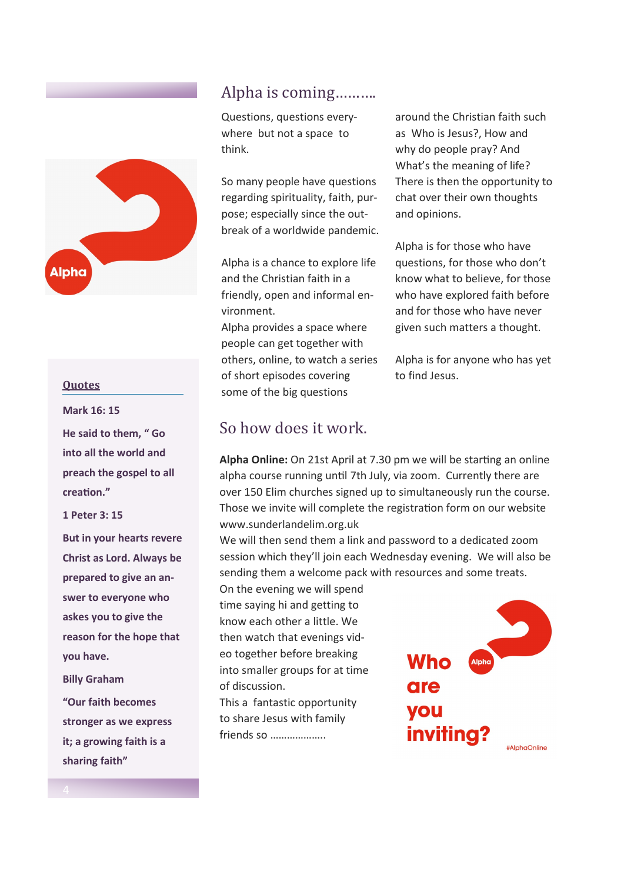# Alpha is coming……….

Questions, questions everywhere but not a space to think.

So many people have questions regarding spirituality, faith, purpose; especially since the outbreak of a worldwide pandemic.

Alpha is a chance to explore life and the Christian faith in a friendly, open and informal environment.
Alpha provides a space where people can get together with others, online, to watch a series of short episodes covering some of the big questions around the Christian faith such as Who is Jesus?, How and why do people pray? And What's the meaning of life? There is then the opportunity to chat over their own thoughts and opinions.

Alpha is for those who have questions, for those who don't know what to believe, for those who have explored faith before and for those who have never given such matters a thought.

Alpha is for anyone who has yet to find Jesus.

## So how does it work.

**Alpha Online:** On 21st April at 7.30 pm we will be starting an online alpha course running until 7th July, via zoom. Currently there are over 150 Elim churches signed up to simultaneously run the course. Those we invite will complete the registration form on our website www.sunderlandelim.org.uk
We will then send them a link and password to a dedicated zoom session which they'll join each Wednesday evening. We will also be sending them a welcome pack with resources and some treats.
On the evening we will spend time saying hi and getting to know each other a little. We then watch that evenings video together before breaking into smaller groups for at time of discussion.
This a fantastic opportunity to share Jesus with family friends so ………………..

Alpha

Who are you inviting?

#AlphaOnline

**Quotes**

**Mark 16: 15**

**He said to them, " Go into all the world and preach the gospel to all creation."**

**1 Peter 3: 15**

**But in your hearts revere Christ as Lord. Always be prepared to give an answer to everyone who askes you to give the reason for the hope that you have.**

**Billy Graham**

**"Our faith becomes stronger as we express it; a growing faith is a sharing faith"**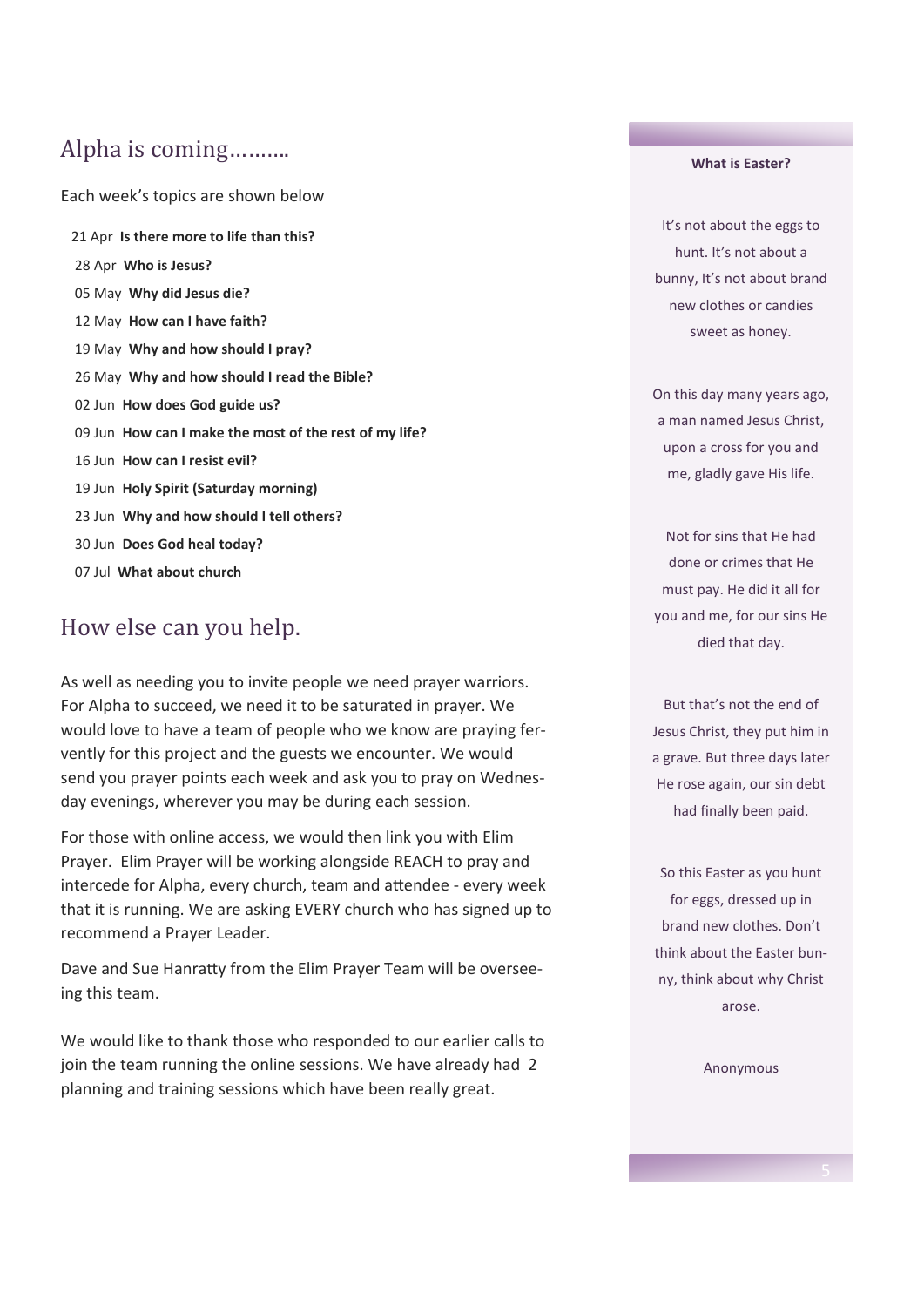## Alpha is coming……….

Each week's topics are shown below

- 21 Apr **Is there more to life than this?**
- 28 Apr **Who is Jesus?**
- 05 May **Why did Jesus die?**
- 12 May **How can I have faith?**
- 19 May **Why and how should I pray?**
- 26 May **Why and how should I read the Bible?**
- 02 Jun **How does God guide us?**
- 09 Jun **How can I make the most of the rest of my life?**
- 16 Jun **How can I resist evil?**
- 19 Jun **Holy Spirit (Saturday morning)**
- 23 Jun **Why and how should I tell others?**
- 30 Jun **Does God heal today?**
- 07 Jul **What about church**

## How else can you help.

As well as needing you to invite people we need prayer warriors. For Alpha to succeed, we need it to be saturated in prayer. We would love to have a team of people who we know are praying fervently for this project and the guests we encounter. We would send you prayer points each week and ask you to pray on Wednesday evenings, wherever you may be during each session.

For those with online access, we would then link you with Elim Prayer. Elim Prayer will be working alongside REACH to pray and intercede for Alpha, every church, team and attendee - every week that it is running. We are asking EVERY church who has signed up to recommend a Prayer Leader.

Dave and Sue Hanratty from the Elim Prayer Team will be overseeing this team.

We would like to thank those who responded to our earlier calls to join the team running the online sessions. We have already had 2 planning and training sessions which have been really great.

**What is Easter?**

It's not about the eggs to hunt. It's not about a bunny, It's not about brand new clothes or candies sweet as honey.

On this day many years ago, a man named Jesus Christ, upon a cross for you and me, gladly gave His life.

Not for sins that He had done or crimes that He must pay. He did it all for you and me, for our sins He died that day.

But that's not the end of Jesus Christ, they put him in a grave. But three days later He rose again, our sin debt had finally been paid.

So this Easter as you hunt for eggs, dressed up in brand new clothes. Don't think about the Easter bunny, think about why Christ arose.

Anonymous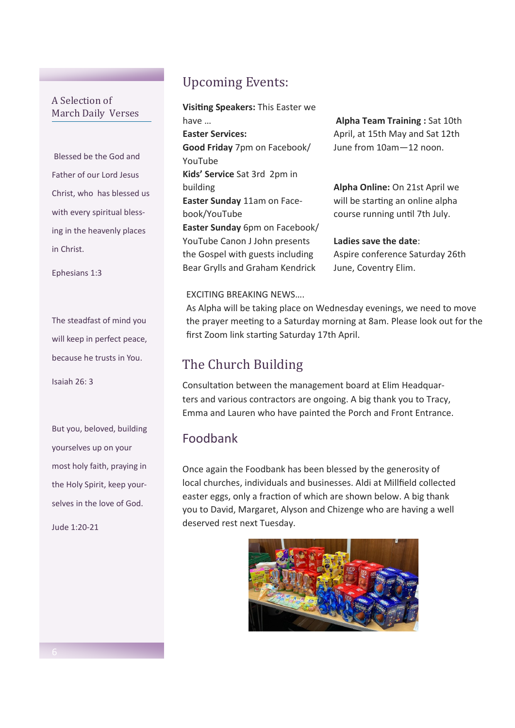## A Selection of March Daily Verses

Blessed be the God and Father of our Lord Jesus Christ, who has blessed us with every spiritual blessing in the heavenly places in Christ.

Ephesians 1:3

The steadfast of mind you will keep in perfect peace, because he trusts in You.

Isaiah 26: 3

But you, beloved, building yourselves up on your most holy faith, praying in the Holy Spirit, keep yourselves in the love of God.

Jude 1:20-21

## Upcoming Events:

**Visiting Speakers:** This Easter we have …

**Easter Services:**

**Good Friday** 7pm on Facebook/ YouTube

**Kids' Service** Sat 3rd 2pm in building

**Easter Sunday** 11am on Facebook/YouTube

**Easter Sunday** 6pm on Facebook/ YouTube Canon J John presents the Gospel with guests including Bear Grylls and Graham Kendrick

**Alpha Team Training :** Sat 10th April, at 15th May and Sat 12th June from 10am—12 noon.

**Alpha Online:** On 21st April we will be starting an online alpha course running until 7th July.

**Ladies save the date**: Aspire conference Saturday 26th June, Coventry Elim.

EXCITING BREAKING NEWS….

As Alpha will be taking place on Wednesday evenings, we need to move the prayer meeting to a Saturday morning at 8am. Please look out for the first Zoom link starting Saturday 17th April.

## The Church Building

Consultation between the management board at Elim Headquarters and various contractors are ongoing. A big thank you to Tracy, Emma and Lauren who have painted the Porch and Front Entrance.

## Foodbank

Once again the Foodbank has been blessed by the generosity of local churches, individuals and businesses. Aldi at Millfield collected easter eggs, only a fraction of which are shown below. A big thank you to David, Margaret, Alyson and Chizenge who are having a well deserved rest next Tuesday.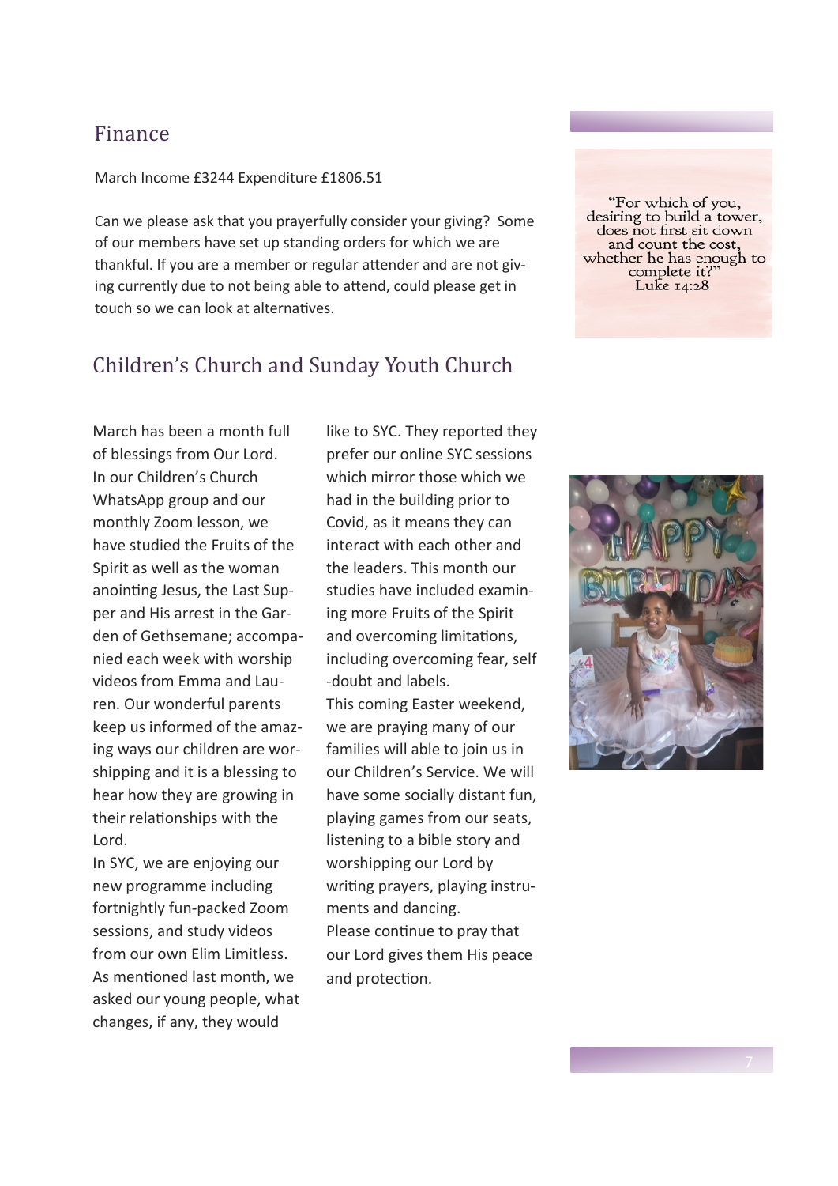## Finance

March Income £3244 Expenditure £1806.51

Can we please ask that you prayerfully consider your giving? Some of our members have set up standing orders for which we are thankful. If you are a member or regular attender and are not giving currently due to not being able to attend, could please get in touch so we can look at alternatives.

"For which of you, desiring to build a tower, does not first sit down and count the cost, whether he has enough to complete it?"
Luke 14:28

## Children's Church and Sunday Youth Church

March has been a month full of blessings from Our Lord. In our Children's Church WhatsApp group and our monthly Zoom lesson, we have studied the Fruits of the Spirit as well as the woman anointing Jesus, the Last Supper and His arrest in the Garden of Gethsemane; accompanied each week with worship videos from Emma and Lauren. Our wonderful parents keep us informed of the amazing ways our children are worshipping and it is a blessing to hear how they are growing in their relationships with the Lord.

In SYC, we are enjoying our new programme including fortnightly fun-packed Zoom sessions, and study videos from our own Elim Limitless. As mentioned last month, we asked our young people, what changes, if any, they would like to SYC. They reported they prefer our online SYC sessions which mirror those which we had in the building prior to Covid, as it means they can interact with each other and the leaders. This month our studies have included examining more Fruits of the Spirit and overcoming limitations, including overcoming fear, self-doubt and labels.

This coming Easter weekend, we are praying many of our families will able to join us in our Children's Service. We will have some socially distant fun, playing games from our seats, listening to a bible story and worshipping our Lord by writing prayers, playing instruments and dancing.

Please continue to pray that our Lord gives them His peace and protection.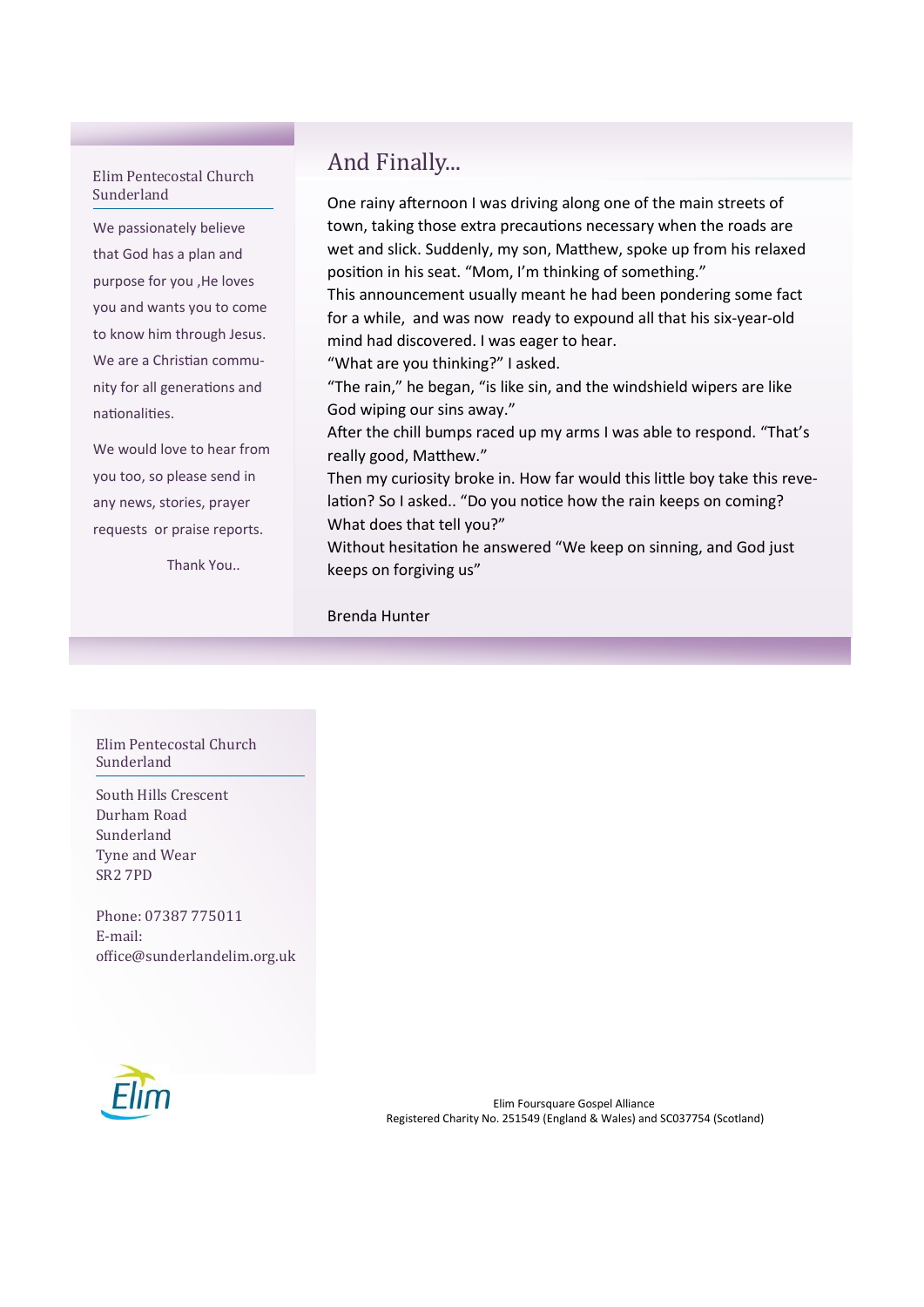Elim Pentecostal Church Sunderland

We passionately believe that God has a plan and purpose for you ,He loves you and wants you to come to know him through Jesus. We are a Christian community for all generations and nationalities.

We would love to hear from you too, so please send in any news, stories, prayer requests or praise reports.

Thank You..

## And Finally...

One rainy afternoon I was driving along one of the main streets of town, taking those extra precautions necessary when the roads are wet and slick. Suddenly, my son, Matthew, spoke up from his relaxed position in his seat. "Mom, I'm thinking of something."

This announcement usually meant he had been pondering some fact for a while, and was now ready to expound all that his six-year-old mind had discovered. I was eager to hear.

"What are you thinking?" I asked.

"The rain," he began, "is like sin, and the windshield wipers are like God wiping our sins away."

After the chill bumps raced up my arms I was able to respond. "That's really good, Matthew."

Then my curiosity broke in. How far would this little boy take this revelation? So I asked.. "Do you notice how the rain keeps on coming? What does that tell you?"

Without hesitation he answered "We keep on sinning, and God just keeps on forgiving us"

Brenda Hunter

Elim Pentecostal Church Sunderland

South Hills Crescent
Durham Road
Sunderland
Tyne and Wear
SR2 7PD

Phone: 07387 775011
E-mail:
office@sunderlandelim.org.uk

Elim

Elim Foursquare Gospel Alliance
Registered Charity No. 251549 (England & Wales) and SC037754 (Scotland)